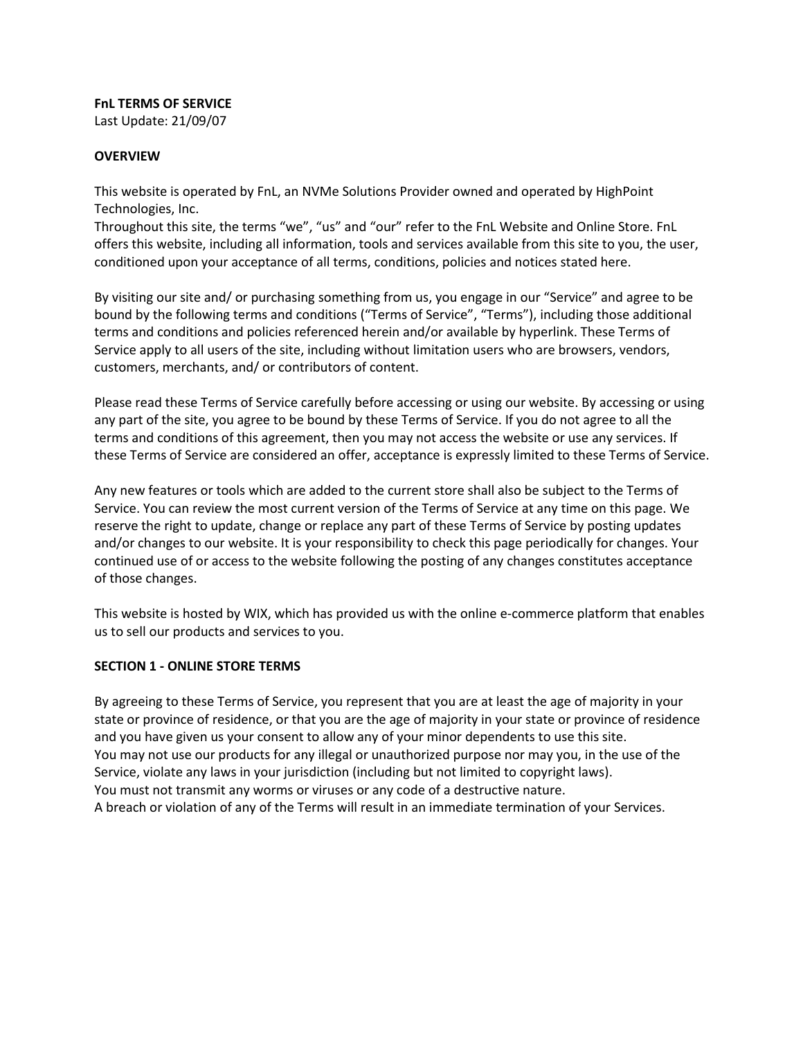**FnL TERMS OF SERVICE**
Last Update: 21/09/07

**OVERVIEW**

This website is operated by FnL, an NVMe Solutions Provider owned and operated by HighPoint Technologies, Inc.
Throughout this site, the terms “we”, “us” and “our” refer to the FnL Website and Online Store. FnL offers this website, including all information, tools and services available from this site to you, the user, conditioned upon your acceptance of all terms, conditions, policies and notices stated here.

By visiting our site and/ or purchasing something from us, you engage in our “Service” and agree to be bound by the following terms and conditions (“Terms of Service”, “Terms”), including those additional terms and conditions and policies referenced herein and/or available by hyperlink. These Terms of Service apply to all users of the site, including without limitation users who are browsers, vendors, customers, merchants, and/ or contributors of content.

Please read these Terms of Service carefully before accessing or using our website. By accessing or using any part of the site, you agree to be bound by these Terms of Service. If you do not agree to all the terms and conditions of this agreement, then you may not access the website or use any services. If these Terms of Service are considered an offer, acceptance is expressly limited to these Terms of Service.

Any new features or tools which are added to the current store shall also be subject to the Terms of Service. You can review the most current version of the Terms of Service at any time on this page. We reserve the right to update, change or replace any part of these Terms of Service by posting updates and/or changes to our website. It is your responsibility to check this page periodically for changes. Your continued use of or access to the website following the posting of any changes constitutes acceptance of those changes.

This website is hosted by WIX, which has provided us with the online e-commerce platform that enables us to sell our products and services to you.

**SECTION 1 - ONLINE STORE TERMS**

By agreeing to these Terms of Service, you represent that you are at least the age of majority in your state or province of residence, or that you are the age of majority in your state or province of residence and you have given us your consent to allow any of your minor dependents to use this site.
You may not use our products for any illegal or unauthorized purpose nor may you, in the use of the Service, violate any laws in your jurisdiction (including but not limited to copyright laws).
You must not transmit any worms or viruses or any code of a destructive nature.
A breach or violation of any of the Terms will result in an immediate termination of your Services.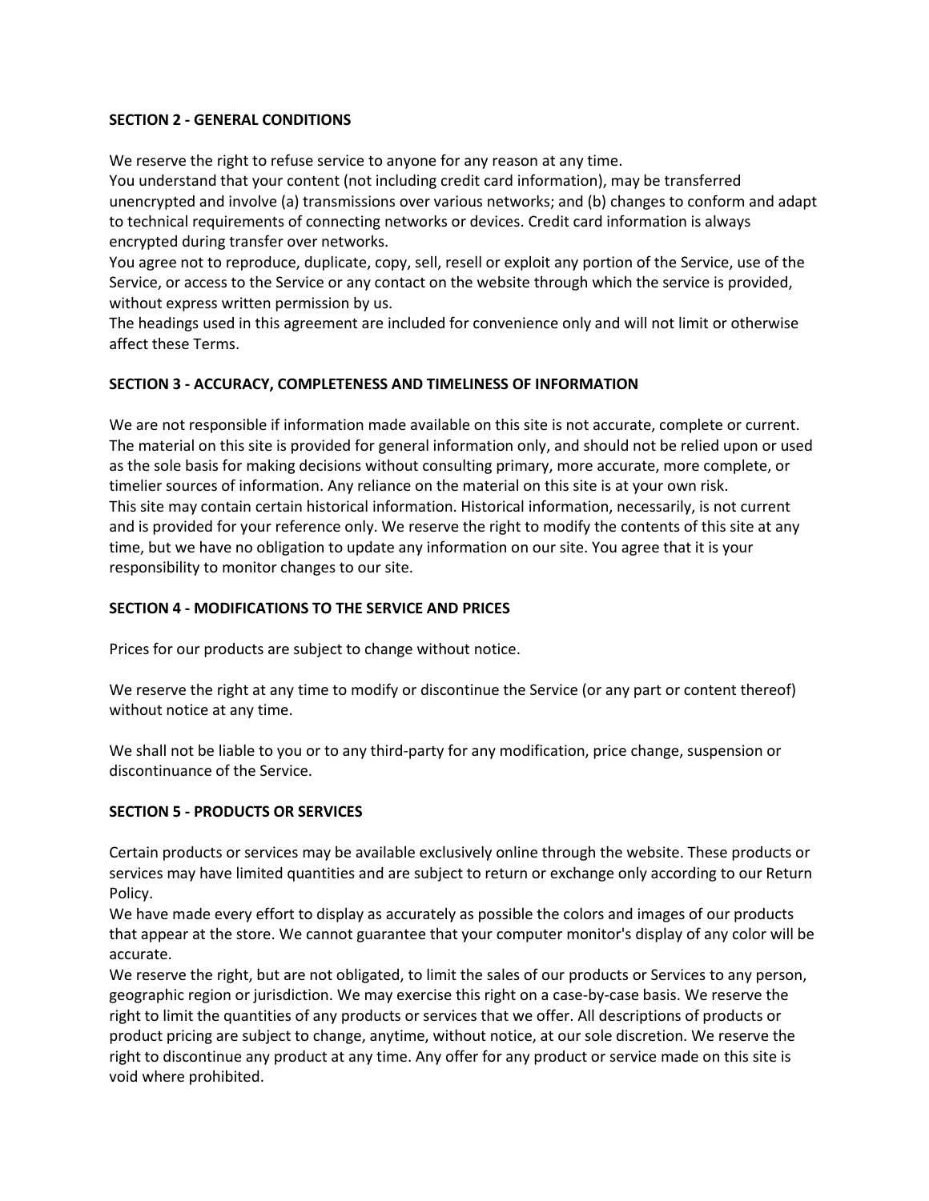**SECTION 2 - GENERAL CONDITIONS**

We reserve the right to refuse service to anyone for any reason at any time.
You understand that your content (not including credit card information), may be transferred unencrypted and involve (a) transmissions over various networks; and (b) changes to conform and adapt to technical requirements of connecting networks or devices. Credit card information is always encrypted during transfer over networks.
You agree not to reproduce, duplicate, copy, sell, resell or exploit any portion of the Service, use of the Service, or access to the Service or any contact on the website through which the service is provided, without express written permission by us.
The headings used in this agreement are included for convenience only and will not limit or otherwise affect these Terms.

**SECTION 3 - ACCURACY, COMPLETENESS AND TIMELINESS OF INFORMATION**

We are not responsible if information made available on this site is not accurate, complete or current. The material on this site is provided for general information only, and should not be relied upon or used as the sole basis for making decisions without consulting primary, more accurate, more complete, or timelier sources of information. Any reliance on the material on this site is at your own risk.
This site may contain certain historical information. Historical information, necessarily, is not current and is provided for your reference only. We reserve the right to modify the contents of this site at any time, but we have no obligation to update any information on our site. You agree that it is your responsibility to monitor changes to our site.

**SECTION 4 - MODIFICATIONS TO THE SERVICE AND PRICES**

Prices for our products are subject to change without notice.

We reserve the right at any time to modify or discontinue the Service (or any part or content thereof) without notice at any time.

We shall not be liable to you or to any third-party for any modification, price change, suspension or discontinuance of the Service.

**SECTION 5 - PRODUCTS OR SERVICES**

Certain products or services may be available exclusively online through the website. These products or services may have limited quantities and are subject to return or exchange only according to our Return Policy.
We have made every effort to display as accurately as possible the colors and images of our products that appear at the store. We cannot guarantee that your computer monitor's display of any color will be accurate.
We reserve the right, but are not obligated, to limit the sales of our products or Services to any person, geographic region or jurisdiction. We may exercise this right on a case-by-case basis. We reserve the right to limit the quantities of any products or services that we offer. All descriptions of products or product pricing are subject to change, anytime, without notice, at our sole discretion. We reserve the right to discontinue any product at any time. Any offer for any product or service made on this site is void where prohibited.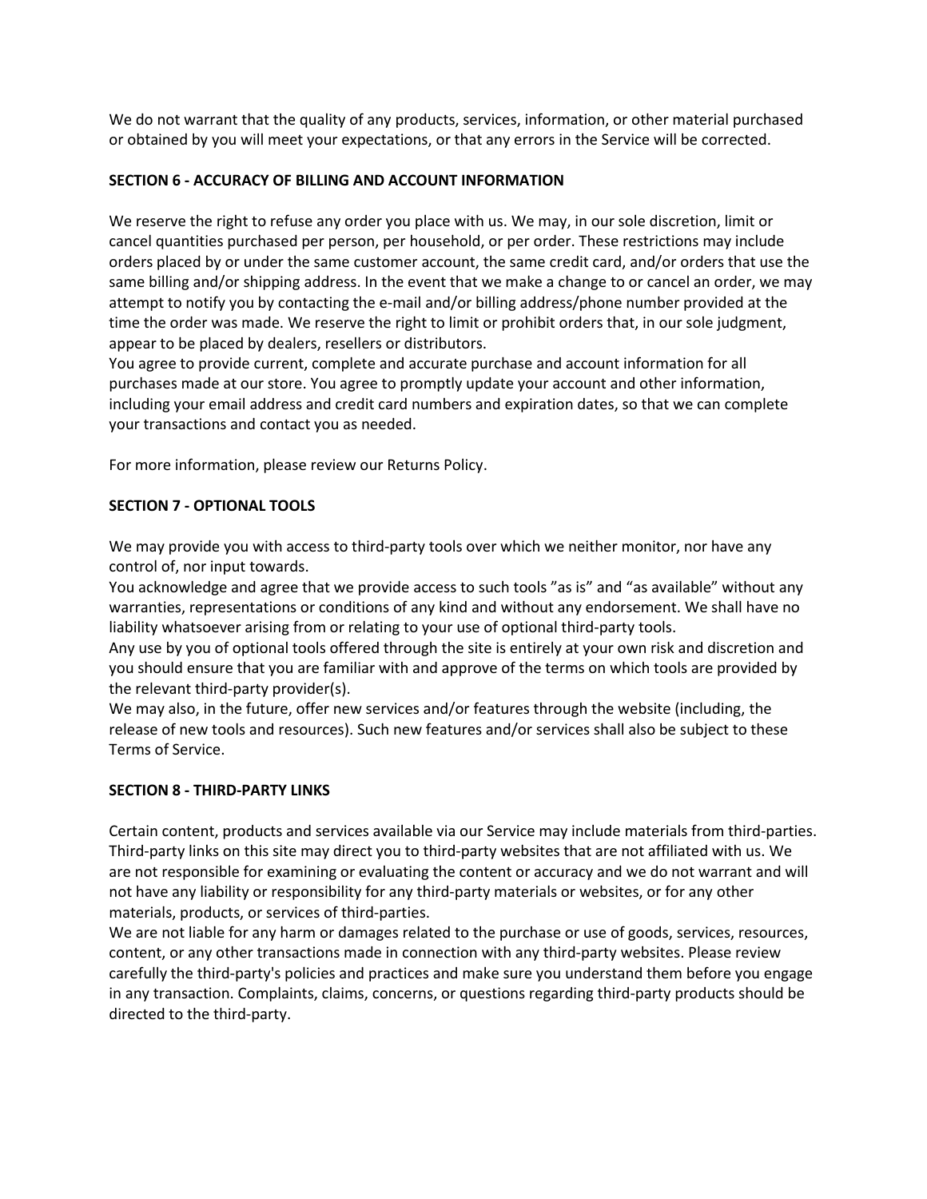We do not warrant that the quality of any products, services, information, or other material purchased or obtained by you will meet your expectations, or that any errors in the Service will be corrected.

**SECTION 6 - ACCURACY OF BILLING AND ACCOUNT INFORMATION**

We reserve the right to refuse any order you place with us. We may, in our sole discretion, limit or cancel quantities purchased per person, per household, or per order. These restrictions may include orders placed by or under the same customer account, the same credit card, and/or orders that use the same billing and/or shipping address. In the event that we make a change to or cancel an order, we may attempt to notify you by contacting the e-mail and/or billing address/phone number provided at the time the order was made. We reserve the right to limit or prohibit orders that, in our sole judgment, appear to be placed by dealers, resellers or distributors.
You agree to provide current, complete and accurate purchase and account information for all purchases made at our store. You agree to promptly update your account and other information, including your email address and credit card numbers and expiration dates, so that we can complete your transactions and contact you as needed.

For more information, please review our Returns Policy.

**SECTION 7 - OPTIONAL TOOLS**

We may provide you with access to third-party tools over which we neither monitor, nor have any control of, nor input towards.
You acknowledge and agree that we provide access to such tools "as is" and "as available" without any warranties, representations or conditions of any kind and without any endorsement. We shall have no liability whatsoever arising from or relating to your use of optional third-party tools.
Any use by you of optional tools offered through the site is entirely at your own risk and discretion and you should ensure that you are familiar with and approve of the terms on which tools are provided by the relevant third-party provider(s).
We may also, in the future, offer new services and/or features through the website (including, the release of new tools and resources). Such new features and/or services shall also be subject to these Terms of Service.

**SECTION 8 - THIRD-PARTY LINKS**

Certain content, products and services available via our Service may include materials from third-parties.
Third-party links on this site may direct you to third-party websites that are not affiliated with us. We are not responsible for examining or evaluating the content or accuracy and we do not warrant and will not have any liability or responsibility for any third-party materials or websites, or for any other materials, products, or services of third-parties.
We are not liable for any harm or damages related to the purchase or use of goods, services, resources, content, or any other transactions made in connection with any third-party websites. Please review carefully the third-party's policies and practices and make sure you understand them before you engage in any transaction. Complaints, claims, concerns, or questions regarding third-party products should be directed to the third-party.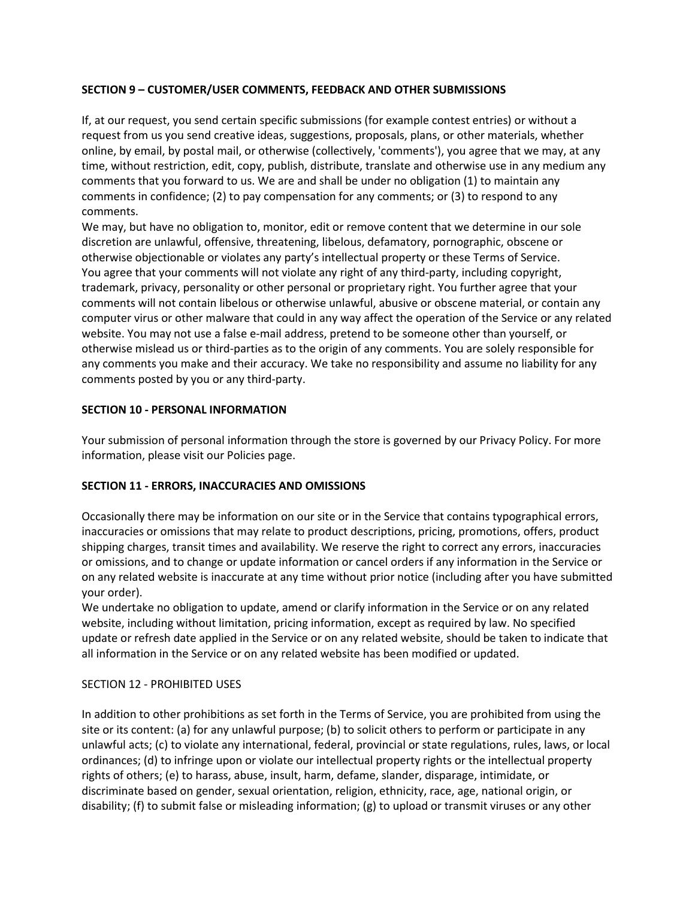**SECTION 9 – CUSTOMER/USER COMMENTS, FEEDBACK AND OTHER SUBMISSIONS**

If, at our request, you send certain specific submissions (for example contest entries) or without a request from us you send creative ideas, suggestions, proposals, plans, or other materials, whether online, by email, by postal mail, or otherwise (collectively, 'comments'), you agree that we may, at any time, without restriction, edit, copy, publish, distribute, translate and otherwise use in any medium any comments that you forward to us. We are and shall be under no obligation (1) to maintain any comments in confidence; (2) to pay compensation for any comments; or (3) to respond to any comments.

We may, but have no obligation to, monitor, edit or remove content that we determine in our sole discretion are unlawful, offensive, threatening, libelous, defamatory, pornographic, obscene or otherwise objectionable or violates any party's intellectual property or these Terms of Service.

You agree that your comments will not violate any right of any third-party, including copyright, trademark, privacy, personality or other personal or proprietary right. You further agree that your comments will not contain libelous or otherwise unlawful, abusive or obscene material, or contain any computer virus or other malware that could in any way affect the operation of the Service or any related website. You may not use a false e-mail address, pretend to be someone other than yourself, or otherwise mislead us or third-parties as to the origin of any comments. You are solely responsible for any comments you make and their accuracy. We take no responsibility and assume no liability for any comments posted by you or any third-party.

**SECTION 10 - PERSONAL INFORMATION**

Your submission of personal information through the store is governed by our Privacy Policy. For more information, please visit our Policies page.

**SECTION 11 - ERRORS, INACCURACIES AND OMISSIONS**

Occasionally there may be information on our site or in the Service that contains typographical errors, inaccuracies or omissions that may relate to product descriptions, pricing, promotions, offers, product shipping charges, transit times and availability. We reserve the right to correct any errors, inaccuracies or omissions, and to change or update information or cancel orders if any information in the Service or on any related website is inaccurate at any time without prior notice (including after you have submitted your order).

We undertake no obligation to update, amend or clarify information in the Service or on any related website, including without limitation, pricing information, except as required by law. No specified update or refresh date applied in the Service or on any related website, should be taken to indicate that all information in the Service or on any related website has been modified or updated.

SECTION 12 - PROHIBITED USES

In addition to other prohibitions as set forth in the Terms of Service, you are prohibited from using the site or its content: (a) for any unlawful purpose; (b) to solicit others to perform or participate in any unlawful acts; (c) to violate any international, federal, provincial or state regulations, rules, laws, or local ordinances; (d) to infringe upon or violate our intellectual property rights or the intellectual property rights of others; (e) to harass, abuse, insult, harm, defame, slander, disparage, intimidate, or discriminate based on gender, sexual orientation, religion, ethnicity, race, age, national origin, or disability; (f) to submit false or misleading information; (g) to upload or transmit viruses or any other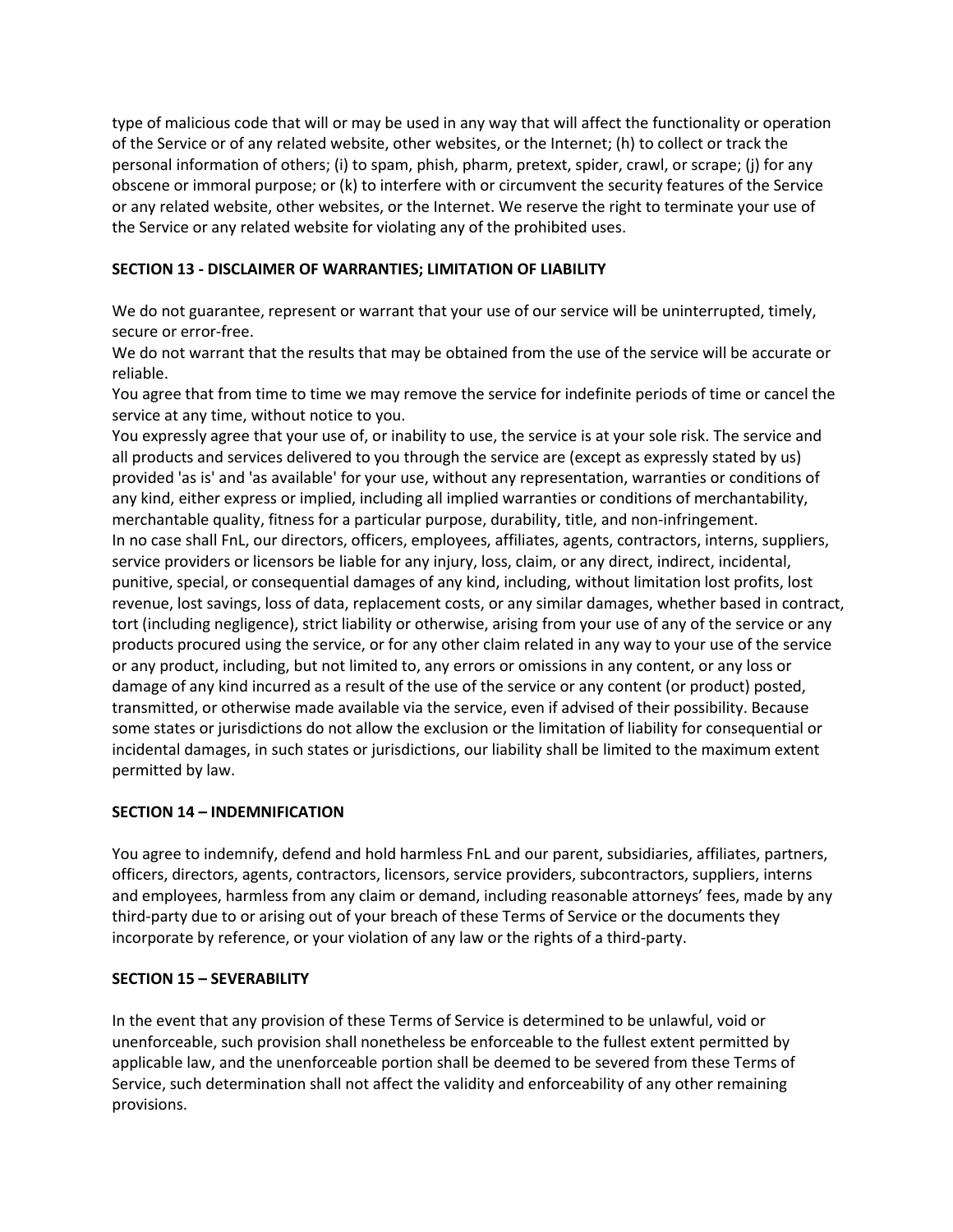type of malicious code that will or may be used in any way that will affect the functionality or operation of the Service or of any related website, other websites, or the Internet; (h) to collect or track the personal information of others; (i) to spam, phish, pharm, pretext, spider, crawl, or scrape; (j) for any obscene or immoral purpose; or (k) to interfere with or circumvent the security features of the Service or any related website, other websites, or the Internet. We reserve the right to terminate your use of the Service or any related website for violating any of the prohibited uses.

**SECTION 13 - DISCLAIMER OF WARRANTIES; LIMITATION OF LIABILITY**

We do not guarantee, represent or warrant that your use of our service will be uninterrupted, timely, secure or error-free.
We do not warrant that the results that may be obtained from the use of the service will be accurate or reliable.
You agree that from time to time we may remove the service for indefinite periods of time or cancel the service at any time, without notice to you.
You expressly agree that your use of, or inability to use, the service is at your sole risk. The service and all products and services delivered to you through the service are (except as expressly stated by us) provided 'as is' and 'as available' for your use, without any representation, warranties or conditions of any kind, either express or implied, including all implied warranties or conditions of merchantability, merchantable quality, fitness for a particular purpose, durability, title, and non-infringement.
In no case shall FnL, our directors, officers, employees, affiliates, agents, contractors, interns, suppliers, service providers or licensors be liable for any injury, loss, claim, or any direct, indirect, incidental, punitive, special, or consequential damages of any kind, including, without limitation lost profits, lost revenue, lost savings, loss of data, replacement costs, or any similar damages, whether based in contract, tort (including negligence), strict liability or otherwise, arising from your use of any of the service or any products procured using the service, or for any other claim related in any way to your use of the service or any product, including, but not limited to, any errors or omissions in any content, or any loss or damage of any kind incurred as a result of the use of the service or any content (or product) posted, transmitted, or otherwise made available via the service, even if advised of their possibility. Because some states or jurisdictions do not allow the exclusion or the limitation of liability for consequential or incidental damages, in such states or jurisdictions, our liability shall be limited to the maximum extent permitted by law.

**SECTION 14 – INDEMNIFICATION**

You agree to indemnify, defend and hold harmless FnL and our parent, subsidiaries, affiliates, partners, officers, directors, agents, contractors, licensors, service providers, subcontractors, suppliers, interns and employees, harmless from any claim or demand, including reasonable attorneys' fees, made by any third-party due to or arising out of your breach of these Terms of Service or the documents they incorporate by reference, or your violation of any law or the rights of a third-party.

**SECTION 15 – SEVERABILITY**

In the event that any provision of these Terms of Service is determined to be unlawful, void or unenforceable, such provision shall nonetheless be enforceable to the fullest extent permitted by applicable law, and the unenforceable portion shall be deemed to be severed from these Terms of Service, such determination shall not affect the validity and enforceability of any other remaining provisions.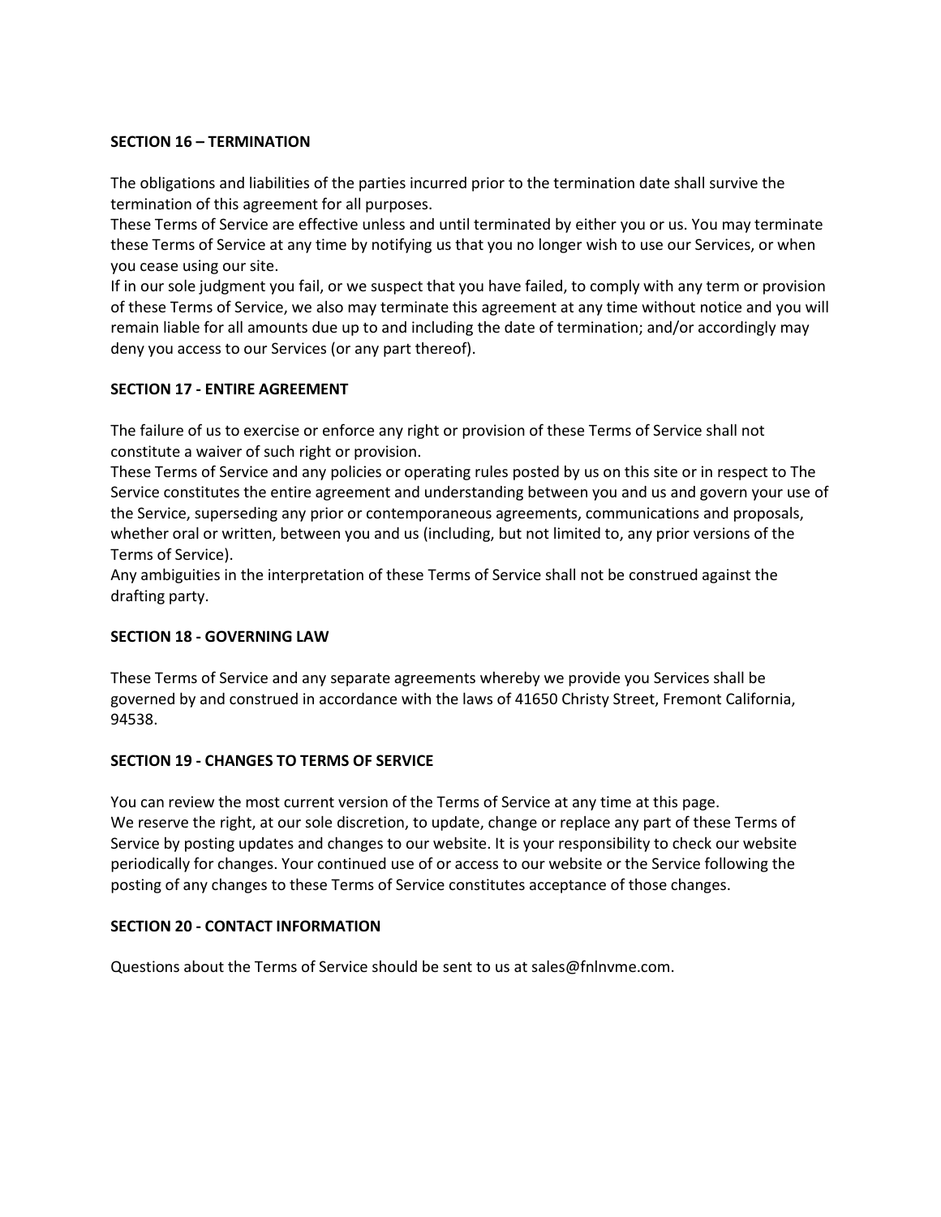**SECTION 16 – TERMINATION**

The obligations and liabilities of the parties incurred prior to the termination date shall survive the termination of this agreement for all purposes.
These Terms of Service are effective unless and until terminated by either you or us. You may terminate these Terms of Service at any time by notifying us that you no longer wish to use our Services, or when you cease using our site.
If in our sole judgment you fail, or we suspect that you have failed, to comply with any term or provision of these Terms of Service, we also may terminate this agreement at any time without notice and you will remain liable for all amounts due up to and including the date of termination; and/or accordingly may deny you access to our Services (or any part thereof).

**SECTION 17 - ENTIRE AGREEMENT**

The failure of us to exercise or enforce any right or provision of these Terms of Service shall not constitute a waiver of such right or provision.
These Terms of Service and any policies or operating rules posted by us on this site or in respect to The Service constitutes the entire agreement and understanding between you and us and govern your use of the Service, superseding any prior or contemporaneous agreements, communications and proposals, whether oral or written, between you and us (including, but not limited to, any prior versions of the Terms of Service).
Any ambiguities in the interpretation of these Terms of Service shall not be construed against the drafting party.

**SECTION 18 - GOVERNING LAW**

These Terms of Service and any separate agreements whereby we provide you Services shall be governed by and construed in accordance with the laws of 41650 Christy Street, Fremont California, 94538.

**SECTION 19 - CHANGES TO TERMS OF SERVICE**

You can review the most current version of the Terms of Service at any time at this page.
We reserve the right, at our sole discretion, to update, change or replace any part of these Terms of Service by posting updates and changes to our website. It is your responsibility to check our website periodically for changes. Your continued use of or access to our website or the Service following the posting of any changes to these Terms of Service constitutes acceptance of those changes.

**SECTION 20 - CONTACT INFORMATION**

Questions about the Terms of Service should be sent to us at sales@fnlnvme.com.